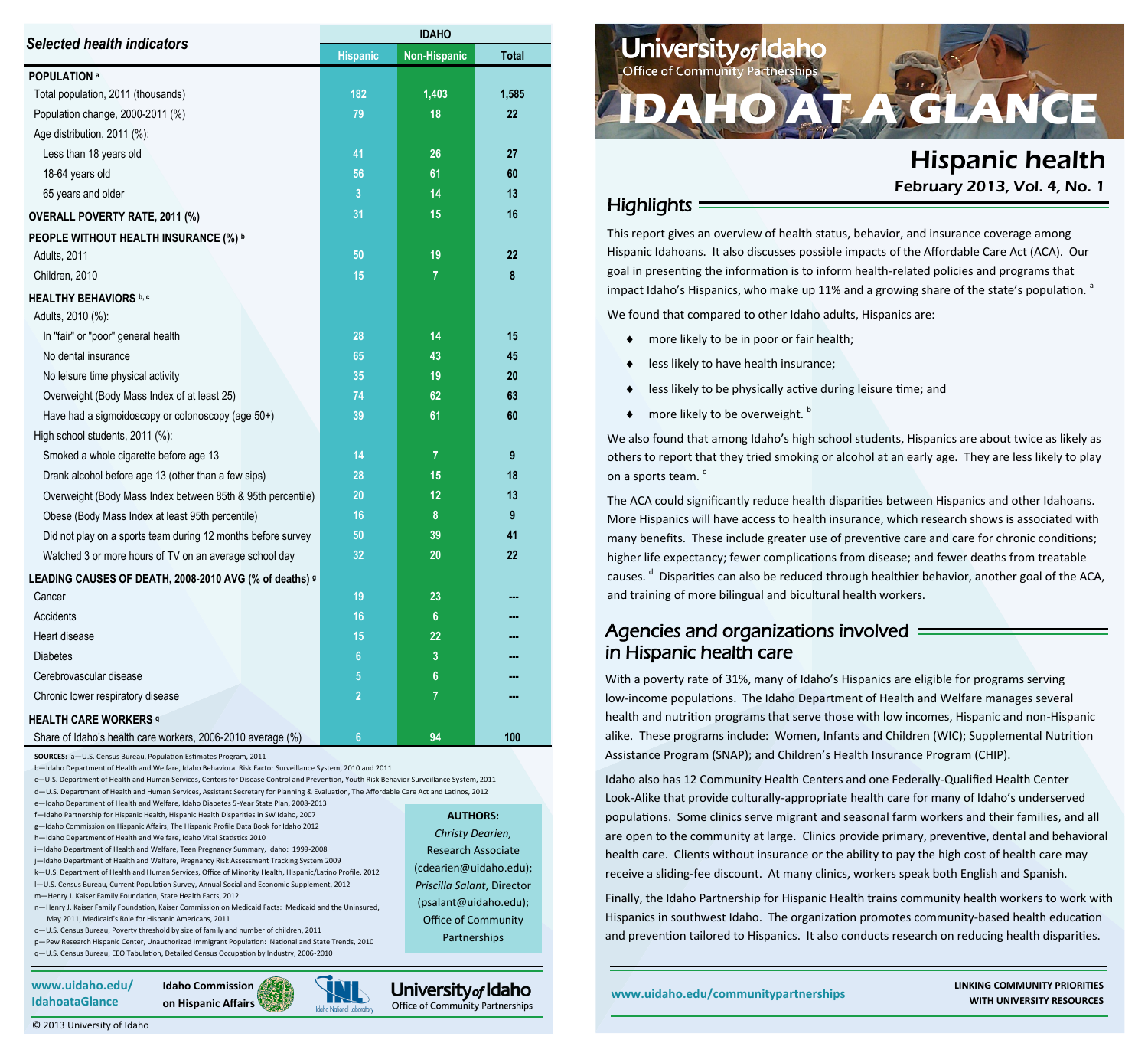# IDAHO AT A GLANCE

University of Idaho Office of Community Partnerships

## Hispanic health

February 2013, Vol. 4, No. 1

### Highlights

This report gives an overview of health status, behavior, and insurance coverage among Hispanic Idahoans. It also discusses possible impacts of the Affordable Care Act (ACA). Our goal in presenting the information is to inform health-related policies and programs that impact Idaho's Hispanics, who make up 11% and a growing share of the state's population. [a]

We found that compared to other Idaho adults, Hispanics are:

- more likely to be in poor or fair health;
- less likely to have health insurance;
- less likely to be physically active during leisure time; and
- more likely to be overweight. [b]

We also found that among Idaho's high school students, Hispanics are about twice as likely as others to report that they tried smoking or alcohol at an early age. They are less likely to play on a sports team. [c]

The ACA could significantly reduce health disparities between Hispanics and other Idahoans. More Hispanics will have access to health insurance, which research shows is associated with many benefits. These include greater use of preventive care and care for chronic conditions; higher life expectancy; fewer complications from disease; and fewer deaths from treatable causes. [d] Disparities can also be reduced through healthier behavior, another goal of the ACA, and training of more bilingual and bicultural health workers.

### Agencies and organizations involved in Hispanic health care

With a poverty rate of 31%, many of Idaho's Hispanics are eligible for programs serving low-income populations. The Idaho Department of Health and Welfare manages several health and nutrition programs that serve those with low incomes, Hispanic and non-Hispanic alike. These programs include: Women, Infants and Children (WIC); Supplemental Nutrition Assistance Program (SNAP); and Children's Health Insurance Program (CHIP).

Idaho also has 12 Community Health Centers and one Federally-Qualified Health Center Look-Alike that provide culturally-appropriate health care for many of Idaho's underserved populations. Some clinics serve migrant and seasonal farm workers and their families, and all are open to the community at large. Clinics provide primary, preventive, dental and behavioral health care. Clients without insurance or the ability to pay the high cost of health care may receive a sliding-fee discount. At many clinics, workers speak both English and Spanish.

Finally, the Idaho Partnership for Hispanic Health trains community health workers to work with Hispanics in southwest Idaho. The organization promotes community-based health education and prevention tailored to Hispanics. It also conducts research on reducing health disparities.

www.uidaho.edu/communitypartnerships

LINKING COMMUNITY PRIORITIES WITH UNIVERSITY RESOURCES

### Selected health indicators

| Selected health indicators | IDAHO | | |
|---|---|---|---|
| | Hispanic | Non-Hispanic | Total |
| **POPULATION** [a] | | | |
| Total population, 2011 (thousands) | 182 | 1,403 | 1,585 |
| Population change, 2000-2011 (%) | 79 | 18 | 22 |
| Age distribution, 2011 (%): | | | |
| Less than 18 years old | 41 | 26 | 27 |
| 18-64 years old | 56 | 61 | 60 |
| 65 years and older | 3 | 14 | 13 |
| **OVERALL POVERTY RATE, 2011 (%)** | 31 | 15 | 16 |
| **PEOPLE WITHOUT HEALTH INSURANCE (%)** [b] | | | |
| Adults, 2011 | 50 | 19 | 22 |
| Children, 2010 | 15 | 7 | 8 |
| **HEALTHY BEHAVIORS** [b, c] | | | |
| Adults, 2010 (%): | | | |
| In "fair" or "poor" general health | 28 | 14 | 15 |
| No dental insurance | 65 | 43 | 45 |
| No leisure time physical activity | 35 | 19 | 20 |
| Overweight (Body Mass Index of at least 25) | 74 | 62 | 63 |
| Have had a sigmoidoscopy or colonoscopy (age 50+) | 39 | 61 | 60 |
| High school students, 2011 (%): | | | |
| Smoked a whole cigarette before age 13 | 14 | 7 | 9 |
| Drank alcohol before age 13 (other than a few sips) | 28 | 15 | 18 |
| Overweight (Body Mass Index between 85th & 95th percentile) | 20 | 12 | 13 |
| Obese (Body Mass Index at least 95th percentile) | 16 | 8 | 9 |
| Did not play on a sports team during 12 months before survey | 50 | 39 | 41 |
| Watched 3 or more hours of TV on an average school day | 32 | 20 | 22 |
| **LEADING CAUSES OF DEATH, 2008-2010 AVG (% of deaths)** [g] | | | |
| Cancer | 19 | 23 | --- |
| Accidents | 16 | 6 | --- |
| Heart disease | 15 | 22 | --- |
| Diabetes | 6 | 3 | --- |
| Cerebrovascular disease | 5 | 6 | --- |
| Chronic lower respiratory disease | 2 | 7 | --- |
| **HEALTH CARE WORKERS** [q] | | | |
| Share of Idaho's health care workers, 2006-2010 average (%) | 6 | 94 | 100 |

**SOURCES:** a—U.S. Census Bureau, Population Estimates Program, 2011
b—Idaho Department of Health and Welfare, Idaho Behavioral Risk Factor Surveillance System, 2010 and 2011
c—U.S. Department of Health and Human Services, Centers for Disease Control and Prevention, Youth Risk Behavior Surveillance System, 2011
d—U.S. Department of Health and Human Services, Assistant Secretary for Planning & Evaluation, The Affordable Care Act and Latinos, 2012
e—Idaho Department of Health and Welfare, Idaho Diabetes 5-Year State Plan, 2008-2013
f—Idaho Partnership for Hispanic Health, Hispanic Health Disparities in SW Idaho, 2007
g—Idaho Commission on Hispanic Affairs, The Hispanic Profile Data Book for Idaho 2012
h—Idaho Department of Health and Welfare, Idaho Vital Statistics 2010
i—Idaho Department of Health and Welfare, Teen Pregnancy Summary, Idaho: 1999-2008
j—Idaho Department of Health and Welfare, Pregnancy Risk Assessment Tracking System 2009
k—U.S. Department of Health and Human Services, Office of Minority Health, Hispanic/Latino Profile, 2012
l—U.S. Census Bureau, Current Population Survey, Annual Social and Economic Supplement, 2012
m—Henry J. Kaiser Family Foundation, State Health Facts, 2012
n—Henry J. Kaiser Family Foundation, Kaiser Commission on Medicaid Facts: Medicaid and the Uninsured, May 2011, Medicaid's Role for Hispanic Americans, 2011
o—U.S. Census Bureau, Poverty threshold by size of family and number of children, 2011
p—Pew Research Hispanic Center, Unauthorized Immigrant Population: National and State Trends, 2010
q—U.S. Census Bureau, EEO Tabulation, Detailed Census Occupation by Industry, 2006-2010

**AUTHORS:**
*Christy Dearien,* Research Associate (cdearien@uidaho.edu);
*Priscilla Salant*, Director (psalant@uidaho.edu); Office of Community Partnerships

www.uidaho.edu/IdahoataGlance

Idaho Commission on Hispanic Affairs | INL Idaho National Laboratory | University of Idaho Office of Community Partnerships

© 2013 University of Idaho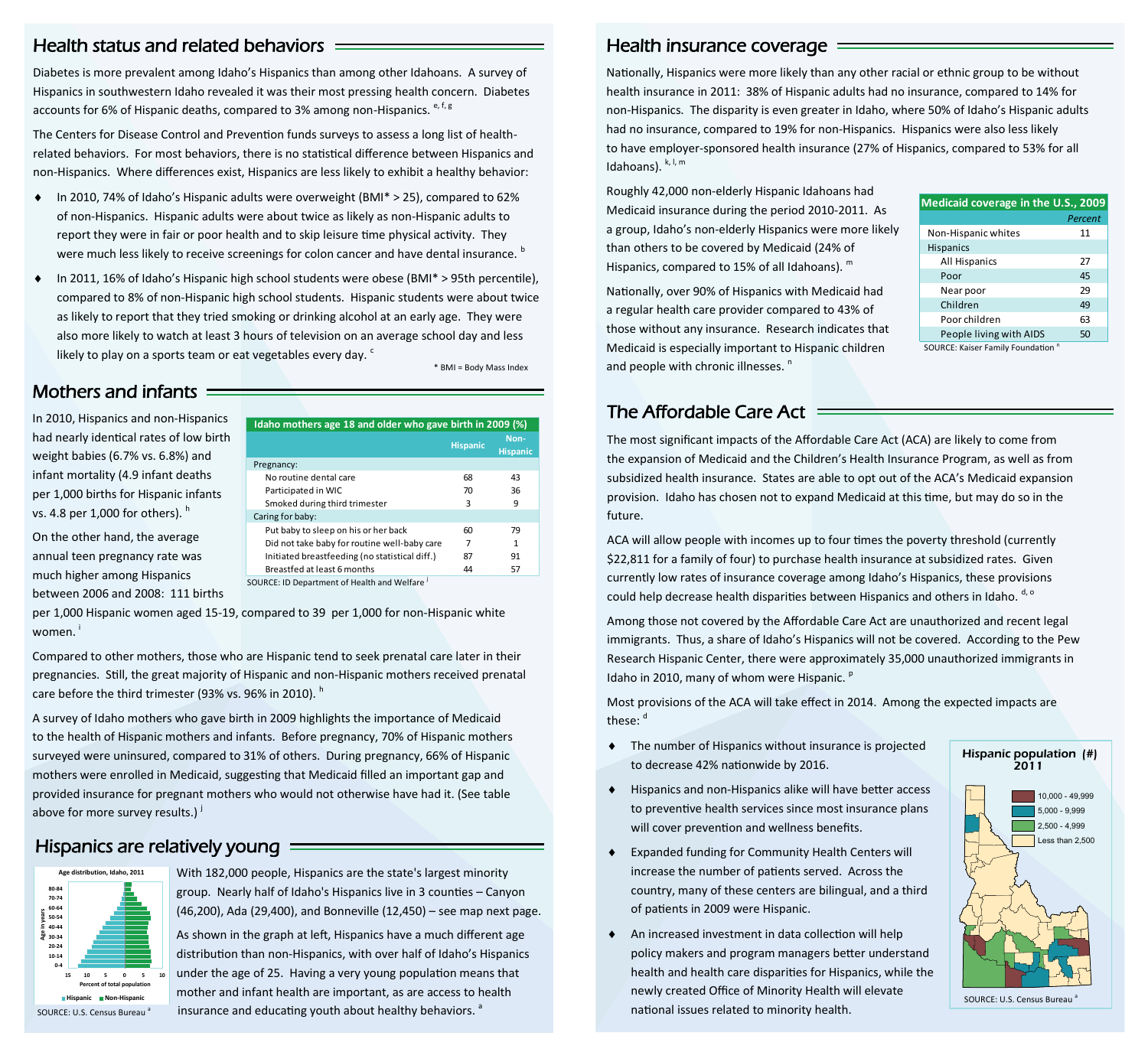## Health status and related behaviors

Diabetes is more prevalent among Idaho's Hispanics than among other Idahoans. A survey of Hispanics in southwestern Idaho revealed it was their most pressing health concern. Diabetes accounts for 6% of Hispanic deaths, compared to 3% among non-Hispanics. [e, f, g]

The Centers for Disease Control and Prevention funds surveys to assess a long list of health-related behaviors. For most behaviors, there is no statistical difference between Hispanics and non-Hispanics. Where differences exist, Hispanics are less likely to exhibit a healthy behavior:

- In 2010, 74% of Idaho's Hispanic adults were overweight (BMI* > 25), compared to 62% of non-Hispanics. Hispanic adults were about twice as likely as non-Hispanic adults to report they were in fair or poor health and to skip leisure time physical activity. They were much less likely to receive screenings for colon cancer and have dental insurance. [b]
- In 2011, 16% of Idaho's Hispanic high school students were obese (BMI* > 95th percentile), compared to 8% of non-Hispanic high school students. Hispanic students were about twice as likely to report that they tried smoking or drinking alcohol at an early age. They were also more likely to watch at least 3 hours of television on an average school day and less likely to play on a sports team or eat vegetables every day. [c]

\* BMI = Body Mass Index

## Mothers and infants

In 2010, Hispanics and non-Hispanics had nearly identical rates of low birth weight babies (6.7% vs. 6.8%) and infant mortality (4.9 infant deaths per 1,000 births for Hispanic infants vs. 4.8 per 1,000 for others). [h]

On the other hand, the average annual teen pregnancy rate was much higher among Hispanics between 2006 and 2008: 111 births per 1,000 Hispanic women aged 15-19, compared to 39 per 1,000 for non-Hispanic white women. [i]

**Idaho mothers age 18 and older who gave birth in 2009 (%)**

| | Hispanic | Non-Hispanic |
|---|---|---|
| Pregnancy: | | |
| No routine dental care | 68 | 43 |
| Participated in WIC | 70 | 36 |
| Smoked during third trimester | 3 | 9 |
| Caring for baby: | | |
| Put baby to sleep on his or her back | 60 | 79 |
| Did not take baby for routine well-baby care | 7 | 1 |
| Initiated breastfeeding (no statistical diff.) | 87 | 91 |
| Breastfed at least 6 months | 44 | 57 |

SOURCE: ID Department of Health and Welfare [j]

Compared to other mothers, those who are Hispanic tend to seek prenatal care later in their pregnancies. Still, the great majority of Hispanic and non-Hispanic mothers received prenatal care before the third trimester (93% vs. 96% in 2010). [h]

A survey of Idaho mothers who gave birth in 2009 highlights the importance of Medicaid to the health of Hispanic mothers and infants. Before pregnancy, 70% of Hispanic mothers surveyed were uninsured, compared to 31% of others. During pregnancy, 66% of Hispanic mothers were enrolled in Medicaid, suggesting that Medicaid filled an important gap and provided insurance for pregnant mothers who would not otherwise have had it. (See table above for more survey results.) [j]

## Hispanics are relatively young

Age distribution, Idaho, 2011

80-84
70-74
60-64
50-54
40-44
30-34
20-24
10-14
0-4

Age in years

15 10 5 0 5 10

Percent of total population

Hispanic Non-Hispanic

SOURCE: U.S. Census Bureau [a]

With 182,000 people, Hispanics are the state's largest minority group. Nearly half of Idaho's Hispanics live in 3 counties – Canyon (46,200), Ada (29,400), and Bonneville (12,450) – see map next page.

As shown in the graph at left, Hispanics have a much different age distribution than non-Hispanics, with over half of Idaho's Hispanics under the age of 25. Having a very young population means that mother and infant health are important, as are access to health insurance and educating youth about healthy behaviors. [a]

## Health insurance coverage

Nationally, Hispanics were more likely than any other racial or ethnic group to be without health insurance in 2011: 38% of Hispanic adults had no insurance, compared to 14% for non-Hispanics. The disparity is even greater in Idaho, where 50% of Idaho's Hispanic adults had no insurance, compared to 19% for non-Hispanics. Hispanics were also less likely to have employer-sponsored health insurance (27% of Hispanics, compared to 53% for all Idahoans). [k, l, m]

Roughly 42,000 non-elderly Hispanic Idahoans had Medicaid insurance during the period 2010-2011. As a group, Idaho's non-elderly Hispanics were more likely than others to be covered by Medicaid (24% of Hispanics, compared to 15% of all Idahoans). [m]

Nationally, over 90% of Hispanics with Medicaid had a regular health care provider compared to 43% of those without any insurance. Research indicates that Medicaid is especially important to Hispanic children and people with chronic illnesses. [n]

**Medicaid coverage in the U.S., 2009**

| | Percent |
|---|---|
| Non-Hispanic whites | 11 |
| Hispanics | |
| All Hispanics | 27 |
| Poor | 45 |
| Near poor | 29 |
| Children | 49 |
| Poor children | 63 |
| People living with AIDS | 50 |

SOURCE: Kaiser Family Foundation [n]

## The Affordable Care Act

The most significant impacts of the Affordable Care Act (ACA) are likely to come from the expansion of Medicaid and the Children's Health Insurance Program, as well as from subsidized health insurance. States are able to opt out of the ACA's Medicaid expansion provision. Idaho has chosen not to expand Medicaid at this time, but may do so in the future.

ACA will allow people with incomes up to four times the poverty threshold (currently $22,811 for a family of four) to purchase health insurance at subsidized rates. Given currently low rates of insurance coverage among Idaho's Hispanics, these provisions could help decrease health disparities between Hispanics and others in Idaho. [d, o]

Among those not covered by the Affordable Care Act are unauthorized and recent legal immigrants. Thus, a share of Idaho's Hispanics will not be covered. According to the Pew Research Hispanic Center, there were approximately 35,000 unauthorized immigrants in Idaho in 2010, many of whom were Hispanic. [p]

Most provisions of the ACA will take effect in 2014. Among the expected impacts are these: [d]

- The number of Hispanics without insurance is projected to decrease 42% nationwide by 2016.
- Hispanics and non-Hispanics alike will have better access to preventive health services since most insurance plans will cover prevention and wellness benefits.
- Expanded funding for Community Health Centers will increase the number of patients served. Across the country, many of these centers are bilingual, and a third of patients in 2009 were Hispanic.
- An increased investment in data collection will help policy makers and program managers better understand health and health care disparities for Hispanics, while the newly created Office of Minority Health will elevate national issues related to minority health.

Hispanic population (#) 2011

10,000 - 49,999
5,000 - 9,999
2,500 - 4,999
Less than 2,500

SOURCE: U.S. Census Bureau [a]